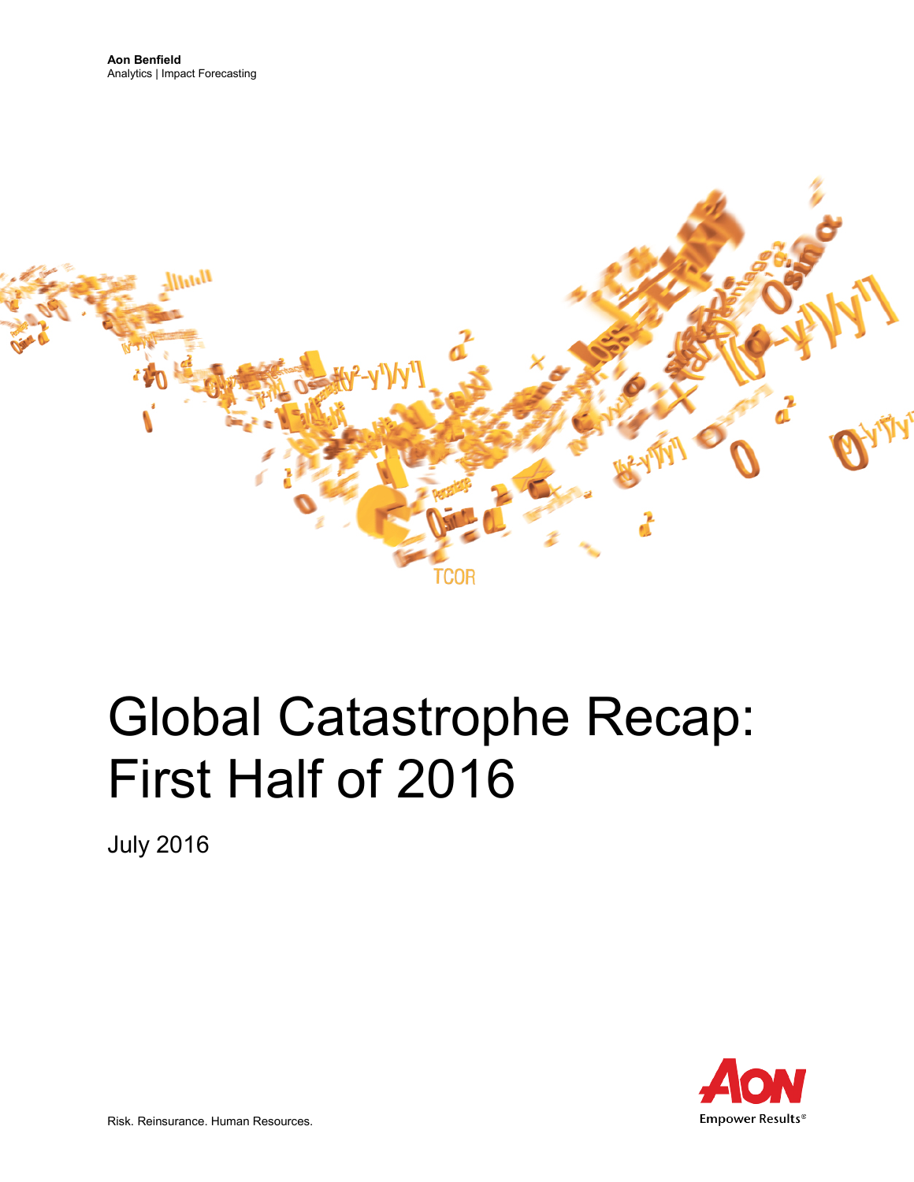**Aon Benfield**
Analytics | Impact Forecasting

# Global Catastrophe Recap: First Half of 2016

July 2016

Risk. Reinsurance. Human Resources.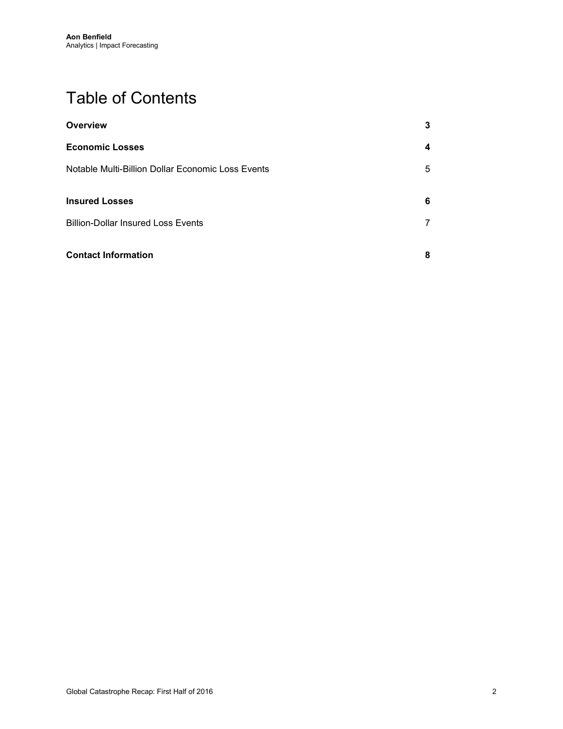# Table of Contents

| | |
|---|---|
| **Overview** | **3** |
| **Economic Losses** | **4** |
| Notable Multi-Billion Dollar Economic Loss Events | 5 |
| **Insured Losses** | **6** |
| Billion-Dollar Insured Loss Events | 7 |
| **Contact Information** | **8** |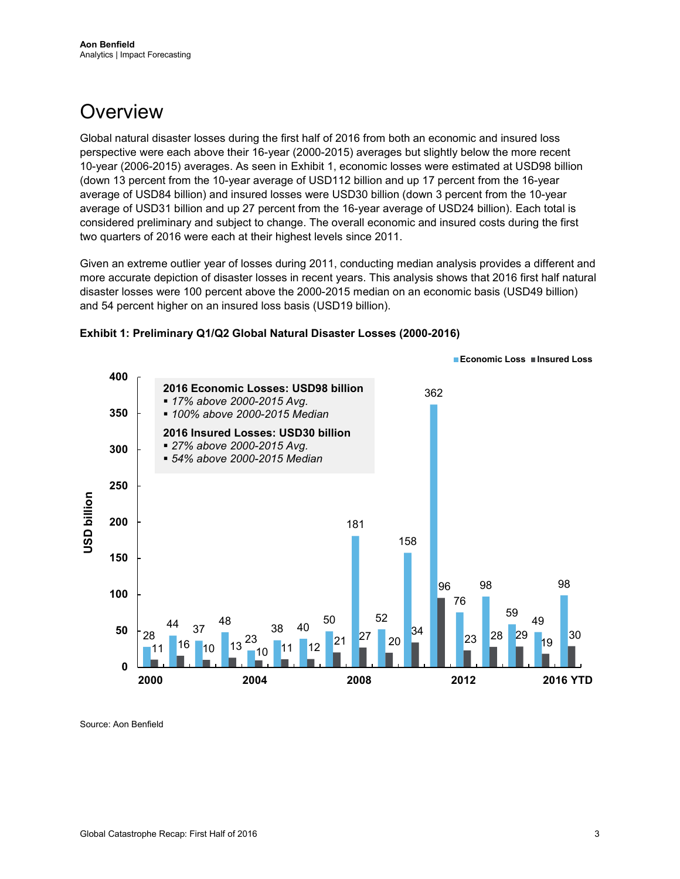# Overview

Global natural disaster losses during the first half of 2016 from both an economic and insured loss perspective were each above their 16-year (2000-2015) averages but slightly below the more recent 10-year (2006-2015) averages. As seen in Exhibit 1, economic losses were estimated at USD98 billion (down 13 percent from the 10-year average of USD112 billion and up 17 percent from the 16-year average of USD84 billion) and insured losses were USD30 billion (down 3 percent from the 10-year average of USD31 billion and up 27 percent from the 16-year average of USD24 billion). Each total is considered preliminary and subject to change. The overall economic and insured costs during the first two quarters of 2016 were each at their highest levels since 2011.

Given an extreme outlier year of losses during 2011, conducting median analysis provides a different and more accurate depiction of disaster losses in recent years. This analysis shows that 2016 first half natural disaster losses were 100 percent above the 2000-2015 median on an economic basis (USD49 billion) and 54 percent higher on an insured loss basis (USD19 billion).

**Exhibit 1: Preliminary Q1/Q2 Global Natural Disaster Losses (2000-2016)**

**2016 Economic Losses: USD98 billion**
- *17% above 2000-2015 Avg.*
- *100% above 2000-2015 Median*

**2016 Insured Losses: USD30 billion**
- *27% above 2000-2015 Avg.*
- *54% above 2000-2015 Median*

| Year | Economic Loss (USD billion) | Insured Loss (USD billion) |
| --- | --- | --- |
| 2000 | 28 | 11 |
| 2001 | 44 | 16 |
| 2002 | 37 | 10 |
| 2003 | 48 | 13 |
| 2004 | 23 | 10 |
| 2005 | 38 | 11 |
| 2006 | 40 | 12 |
| 2007 | 50 | 21 |
| 2008 | 181 | 27 |
| 2009 | 52 | 20 |
| 2010 | 158 | 34 |
| 2011 | 362 | 96 |
| 2012 | 76 | 23 |
| 2013 | 98 | 28 |
| 2014 | 59 | 29 |
| 2015 | 49 | 19 |
| 2016 YTD | 98 | 30 |

Source: Aon Benfield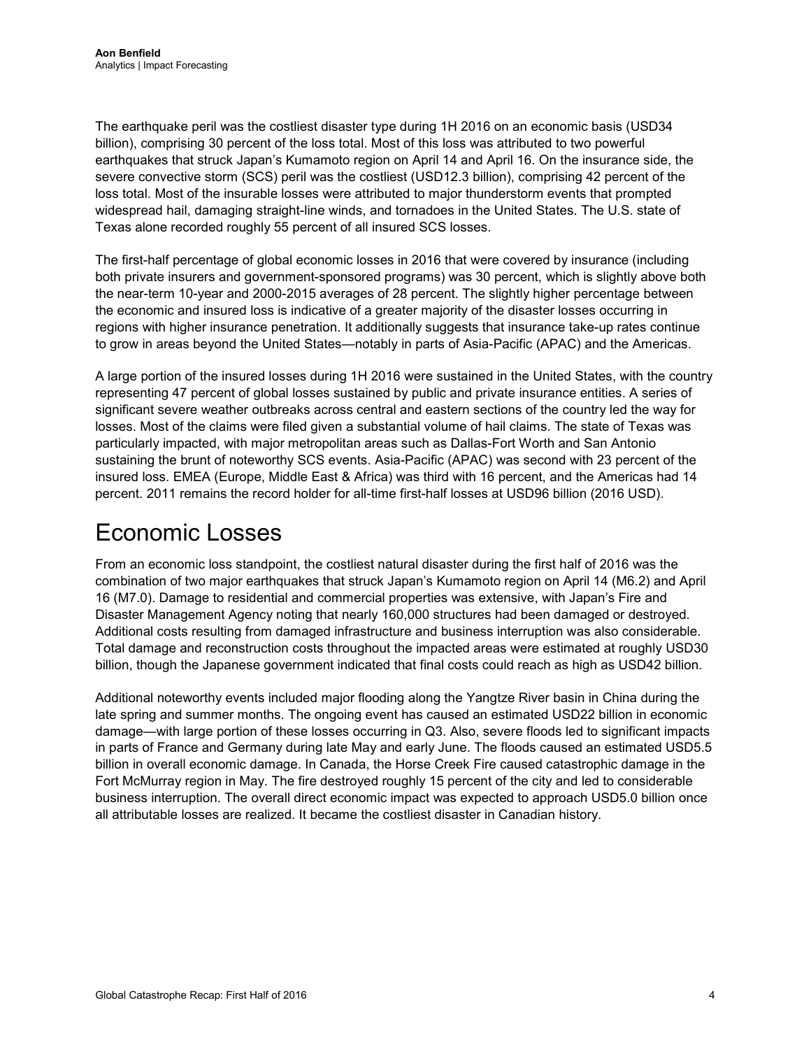The earthquake peril was the costliest disaster type during 1H 2016 on an economic basis (USD34 billion), comprising 30 percent of the loss total. Most of this loss was attributed to two powerful earthquakes that struck Japan's Kumamoto region on April 14 and April 16. On the insurance side, the severe convective storm (SCS) peril was the costliest (USD12.3 billion), comprising 42 percent of the loss total. Most of the insurable losses were attributed to major thunderstorm events that prompted widespread hail, damaging straight-line winds, and tornadoes in the United States. The U.S. state of Texas alone recorded roughly 55 percent of all insured SCS losses.

The first-half percentage of global economic losses in 2016 that were covered by insurance (including both private insurers and government-sponsored programs) was 30 percent, which is slightly above both the near-term 10-year and 2000-2015 averages of 28 percent. The slightly higher percentage between the economic and insured loss is indicative of a greater majority of the disaster losses occurring in regions with higher insurance penetration. It additionally suggests that insurance take-up rates continue to grow in areas beyond the United States—notably in parts of Asia-Pacific (APAC) and the Americas.

A large portion of the insured losses during 1H 2016 were sustained in the United States, with the country representing 47 percent of global losses sustained by public and private insurance entities. A series of significant severe weather outbreaks across central and eastern sections of the country led the way for losses. Most of the claims were filed given a substantial volume of hail claims. The state of Texas was particularly impacted, with major metropolitan areas such as Dallas-Fort Worth and San Antonio sustaining the brunt of noteworthy SCS events. Asia-Pacific (APAC) was second with 23 percent of the insured loss. EMEA (Europe, Middle East & Africa) was third with 16 percent, and the Americas had 14 percent. 2011 remains the record holder for all-time first-half losses at USD96 billion (2016 USD).

# Economic Losses

From an economic loss standpoint, the costliest natural disaster during the first half of 2016 was the combination of two major earthquakes that struck Japan's Kumamoto region on April 14 (M6.2) and April 16 (M7.0). Damage to residential and commercial properties was extensive, with Japan's Fire and Disaster Management Agency noting that nearly 160,000 structures had been damaged or destroyed. Additional costs resulting from damaged infrastructure and business interruption was also considerable. Total damage and reconstruction costs throughout the impacted areas were estimated at roughly USD30 billion, though the Japanese government indicated that final costs could reach as high as USD42 billion.

Additional noteworthy events included major flooding along the Yangtze River basin in China during the late spring and summer months. The ongoing event has caused an estimated USD22 billion in economic damage—with large portion of these losses occurring in Q3. Also, severe floods led to significant impacts in parts of France and Germany during late May and early June. The floods caused an estimated USD5.5 billion in overall economic damage. In Canada, the Horse Creek Fire caused catastrophic damage in the Fort McMurray region in May. The fire destroyed roughly 15 percent of the city and led to considerable business interruption. The overall direct economic impact was expected to approach USD5.0 billion once all attributable losses are realized. It became the costliest disaster in Canadian history.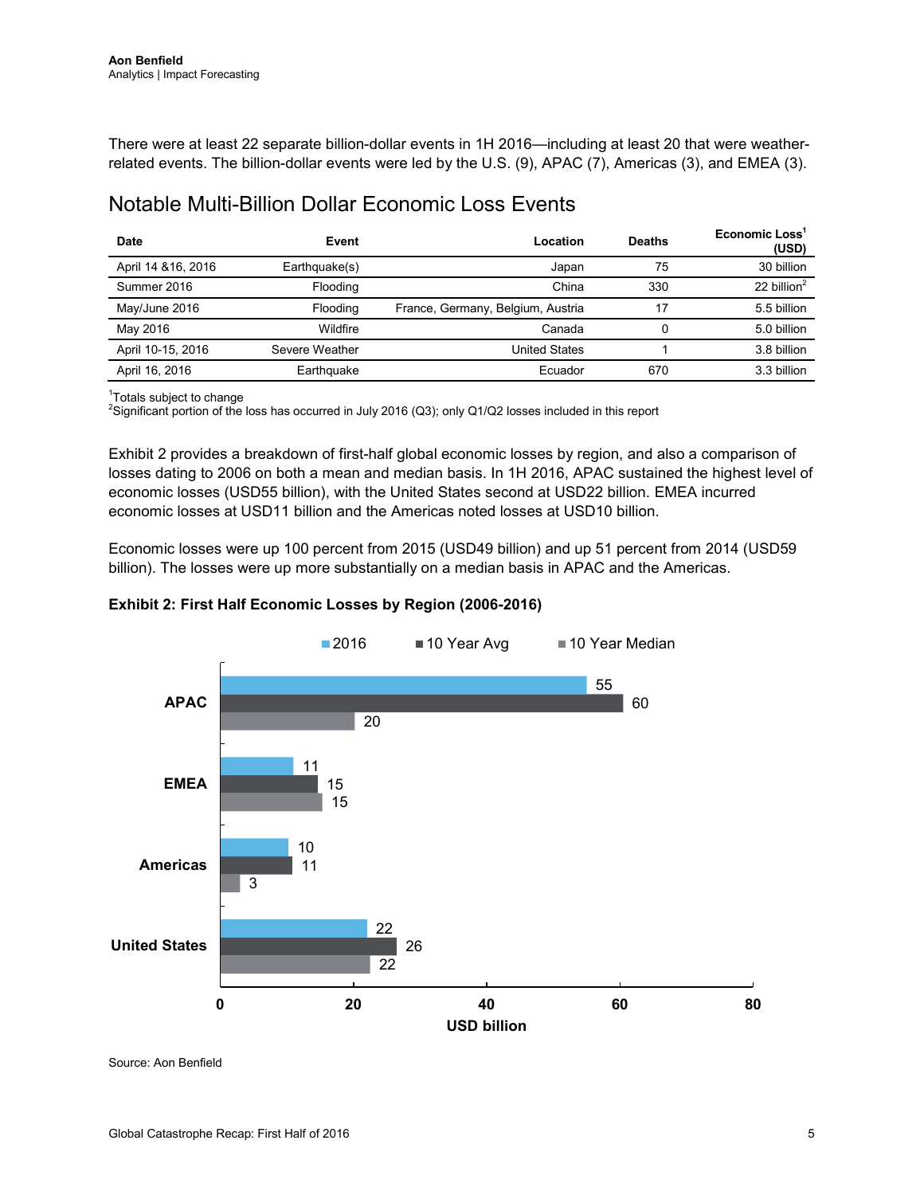There were at least 22 separate billion-dollar events in 1H 2016—including at least 20 that were weather-related events. The billion-dollar events were led by the U.S. (9), APAC (7), Americas (3), and EMEA (3).

## Notable Multi-Billion Dollar Economic Loss Events

| Date | Event | Location | Deaths | Economic Loss[1] (USD) |
|---|---|---|---|---|
| April 14 &16, 2016 | Earthquake(s) | Japan | 75 | 30 billion |
| Summer 2016 | Flooding | China | 330 | 22 billion[2] |
| May/June 2016 | Flooding | France, Germany, Belgium, Austria | 17 | 5.5 billion |
| May 2016 | Wildfire | Canada | 0 | 5.0 billion |
| April 10-15, 2016 | Severe Weather | United States | 1 | 3.8 billion |
| April 16, 2016 | Earthquake | Ecuador | 670 | 3.3 billion |

[1]Totals subject to change
[2]Significant portion of the loss has occurred in July 2016 (Q3); only Q1/Q2 losses included in this report

Exhibit 2 provides a breakdown of first-half global economic losses by region, and also a comparison of losses dating to 2006 on both a mean and median basis. In 1H 2016, APAC sustained the highest level of economic losses (USD55 billion), with the United States second at USD22 billion. EMEA incurred economic losses at USD11 billion and the Americas noted losses at USD10 billion.

Economic losses were up 100 percent from 2015 (USD49 billion) and up 51 percent from 2014 (USD59 billion). The losses were up more substantially on a median basis in APAC and the Americas.

**Exhibit 2: First Half Economic Losses by Region (2006-2016)**

| Region | 2016 | 10 Year Avg | 10 Year Median |
|---|---|---|---|
| APAC | 55 | 60 | 20 |
| EMEA | 11 | 15 | 15 |
| Americas | 10 | 11 | 3 |
| United States | 22 | 26 | 22 |

USD billion

Source: Aon Benfield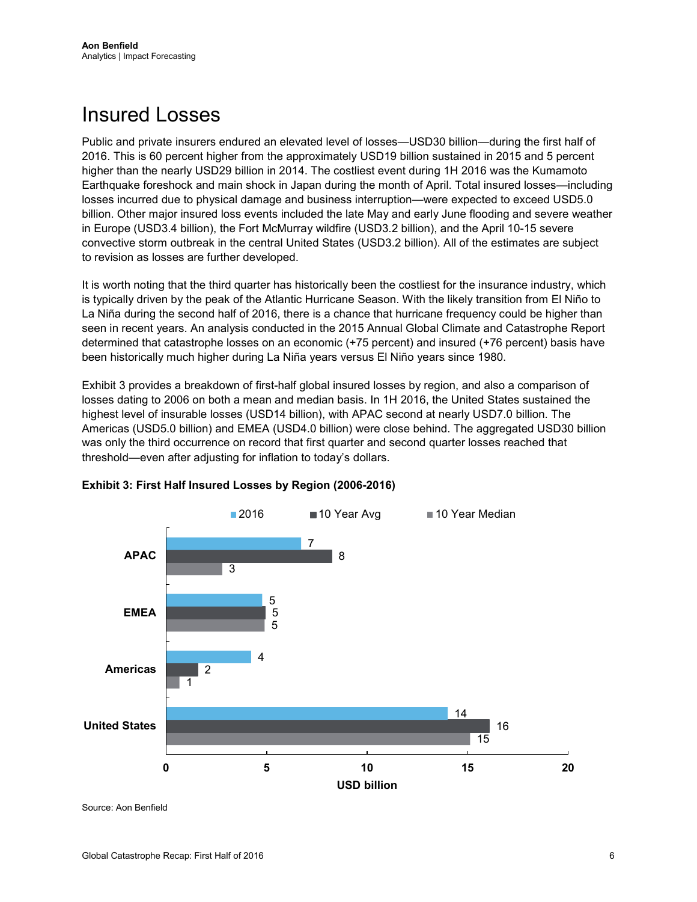# Insured Losses

Public and private insurers endured an elevated level of losses—USD30 billion—during the first half of 2016. This is 60 percent higher from the approximately USD19 billion sustained in 2015 and 5 percent higher than the nearly USD29 billion in 2014. The costliest event during 1H 2016 was the Kumamoto Earthquake foreshock and main shock in Japan during the month of April. Total insured losses—including losses incurred due to physical damage and business interruption—were expected to exceed USD5.0 billion. Other major insured loss events included the late May and early June flooding and severe weather in Europe (USD3.4 billion), the Fort McMurray wildfire (USD3.2 billion), and the April 10-15 severe convective storm outbreak in the central United States (USD3.2 billion). All of the estimates are subject to revision as losses are further developed.

It is worth noting that the third quarter has historically been the costliest for the insurance industry, which is typically driven by the peak of the Atlantic Hurricane Season. With the likely transition from El Niño to La Niña during the second half of 2016, there is a chance that hurricane frequency could be higher than seen in recent years. An analysis conducted in the 2015 Annual Global Climate and Catastrophe Report determined that catastrophe losses on an economic (+75 percent) and insured (+76 percent) basis have been historically much higher during La Niña years versus El Niño years since 1980.

Exhibit 3 provides a breakdown of first-half global insured losses by region, and also a comparison of losses dating to 2006 on both a mean and median basis. In 1H 2016, the United States sustained the highest level of insurable losses (USD14 billion), with APAC second at nearly USD7.0 billion. The Americas (USD5.0 billion) and EMEA (USD4.0 billion) were close behind. The aggregated USD30 billion was only the third occurrence on record that first quarter and second quarter losses reached that threshold—even after adjusting for inflation to today's dollars.

**Exhibit 3: First Half Insured Losses by Region (2006-2016)**

| Region | 2016 | 10 Year Avg | 10 Year Median |
|---|---|---|---|
| APAC | 7 | 8 | 3 |
| EMEA | 5 | 5 | 5 |
| Americas | 4 | 2 | 1 |
| United States | 14 | 16 | 15 |

USD billion

Source: Aon Benfield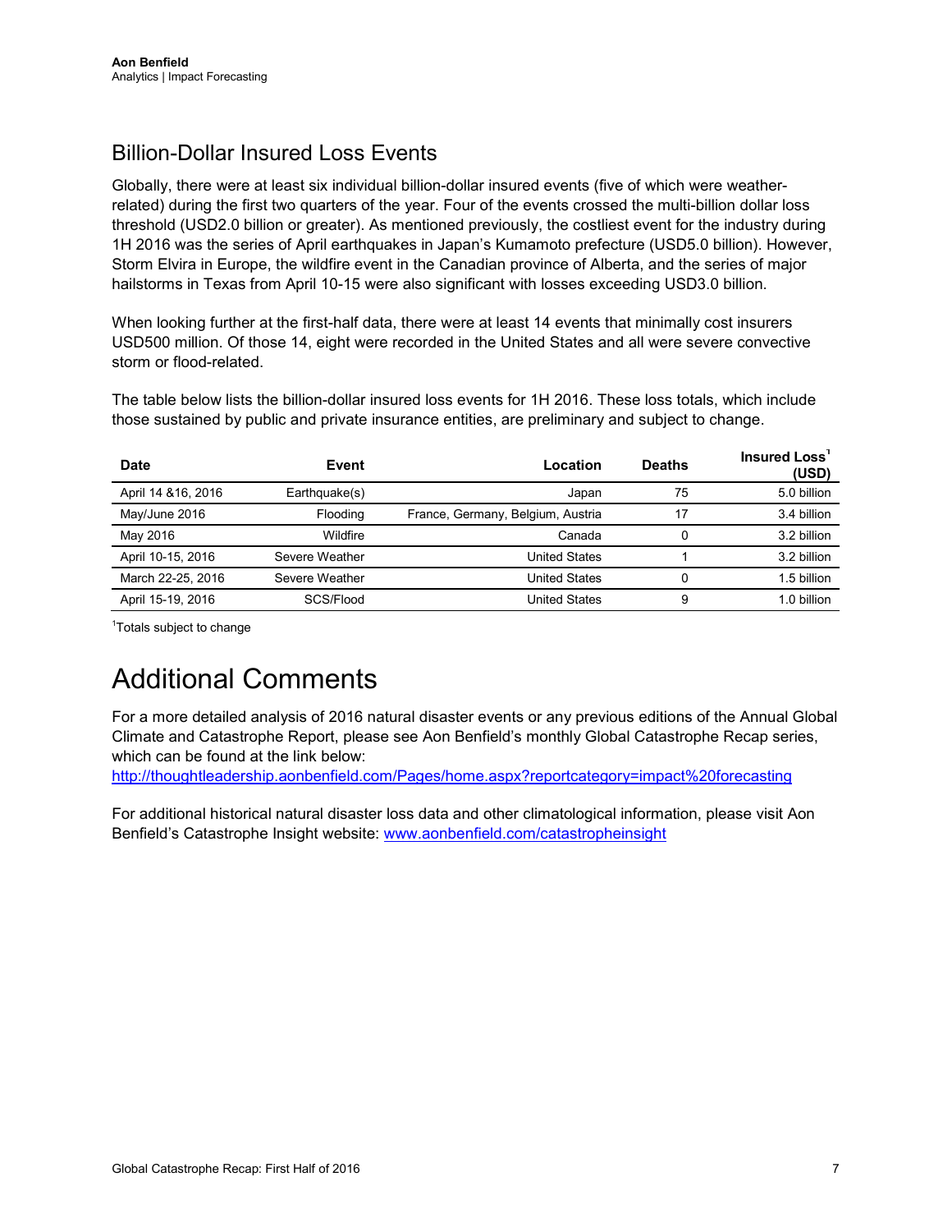## Billion-Dollar Insured Loss Events

Globally, there were at least six individual billion-dollar insured events (five of which were weather-related) during the first two quarters of the year. Four of the events crossed the multi-billion dollar loss threshold (USD2.0 billion or greater). As mentioned previously, the costliest event for the industry during 1H 2016 was the series of April earthquakes in Japan's Kumamoto prefecture (USD5.0 billion). However, Storm Elvira in Europe, the wildfire event in the Canadian province of Alberta, and the series of major hailstorms in Texas from April 10-15 were also significant with losses exceeding USD3.0 billion.

When looking further at the first-half data, there were at least 14 events that minimally cost insurers USD500 million. Of those 14, eight were recorded in the United States and all were severe convective storm or flood-related.

The table below lists the billion-dollar insured loss events for 1H 2016. These loss totals, which include those sustained by public and private insurance entities, are preliminary and subject to change.

| Date | Event | Location | Deaths | Insured Loss[1] (USD) |
|---|---|---|---|---|
| April 14 &16, 2016 | Earthquake(s) | Japan | 75 | 5.0 billion |
| May/June 2016 | Flooding | France, Germany, Belgium, Austria | 17 | 3.4 billion |
| May 2016 | Wildfire | Canada | 0 | 3.2 billion |
| April 10-15, 2016 | Severe Weather | United States | 1 | 3.2 billion |
| March 22-25, 2016 | Severe Weather | United States | 0 | 1.5 billion |
| April 15-19, 2016 | SCS/Flood | United States | 9 | 1.0 billion |

[1]Totals subject to change

# Additional Comments

For a more detailed analysis of 2016 natural disaster events or any previous editions of the Annual Global Climate and Catastrophe Report, please see Aon Benfield's monthly Global Catastrophe Recap series, which can be found at the link below:
http://thoughtleadership.aonbenfield.com/Pages/home.aspx?reportcategory=impact%20forecasting

For additional historical natural disaster loss data and other climatological information, please visit Aon Benfield's Catastrophe Insight website: www.aonbenfield.com/catastropheinsight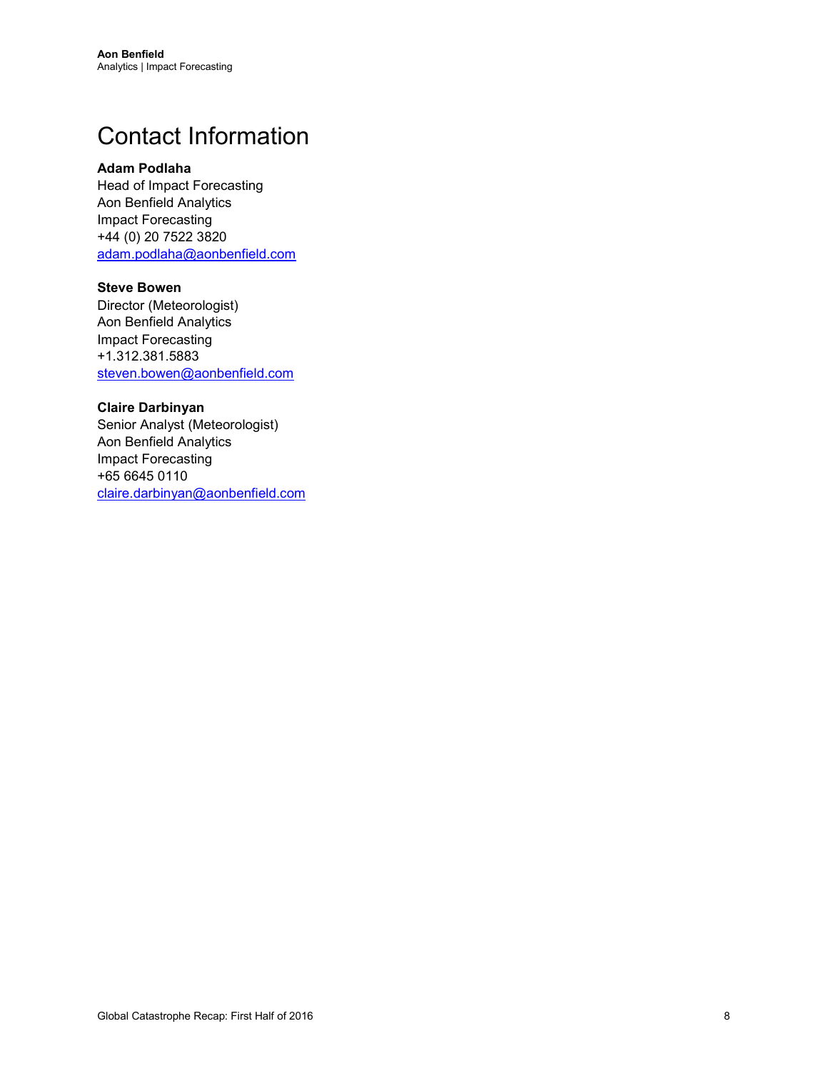# Contact Information

**Adam Podlaha**
Head of Impact Forecasting
Aon Benfield Analytics
Impact Forecasting
+44 (0) 20 7522 3820
adam.podlaha@aonbenfield.com

**Steve Bowen**
Director (Meteorologist)
Aon Benfield Analytics
Impact Forecasting
+1.312.381.5883
steven.bowen@aonbenfield.com

**Claire Darbinyan**
Senior Analyst (Meteorologist)
Aon Benfield Analytics
Impact Forecasting
+65 6645 0110
claire.darbinyan@aonbenfield.com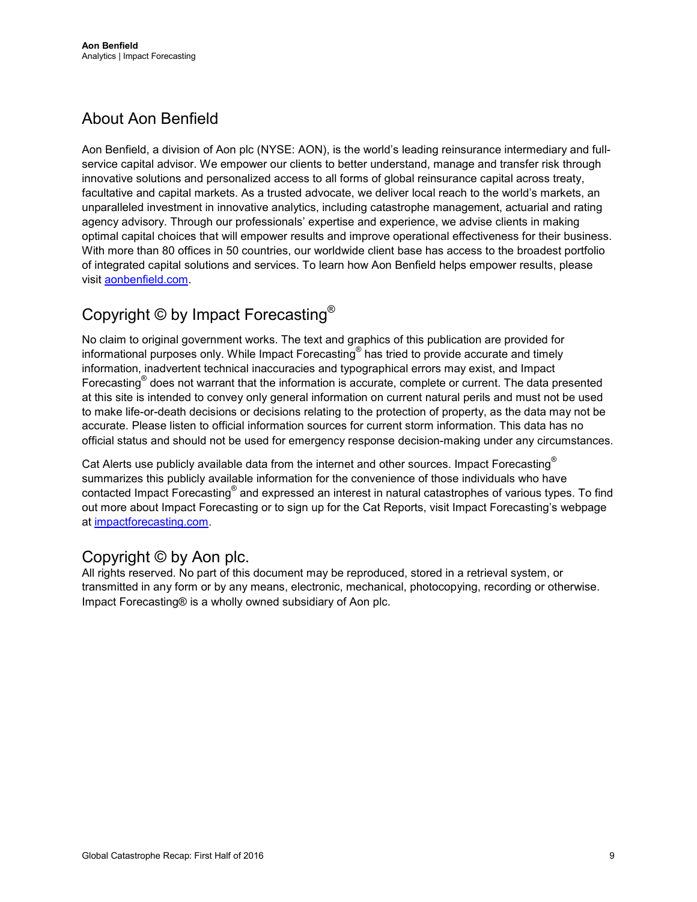## About Aon Benfield

Aon Benfield, a division of Aon plc (NYSE: AON), is the world's leading reinsurance intermediary and full-service capital advisor. We empower our clients to better understand, manage and transfer risk through innovative solutions and personalized access to all forms of global reinsurance capital across treaty, facultative and capital markets. As a trusted advocate, we deliver local reach to the world's markets, an unparalleled investment in innovative analytics, including catastrophe management, actuarial and rating agency advisory. Through our professionals' expertise and experience, we advise clients in making optimal capital choices that will empower results and improve operational effectiveness for their business. With more than 80 offices in 50 countries, our worldwide client base has access to the broadest portfolio of integrated capital solutions and services. To learn how Aon Benfield helps empower results, please visit [aonbenfield.com](aonbenfield.com).

## Copyright © by Impact Forecasting®

No claim to original government works. The text and graphics of this publication are provided for informational purposes only. While Impact Forecasting® has tried to provide accurate and timely information, inadvertent technical inaccuracies and typographical errors may exist, and Impact Forecasting® does not warrant that the information is accurate, complete or current. The data presented at this site is intended to convey only general information on current natural perils and must not be used to make life-or-death decisions or decisions relating to the protection of property, as the data may not be accurate. Please listen to official information sources for current storm information. This data has no official status and should not be used for emergency response decision-making under any circumstances.

Cat Alerts use publicly available data from the internet and other sources. Impact Forecasting® summarizes this publicly available information for the convenience of those individuals who have contacted Impact Forecasting® and expressed an interest in natural catastrophes of various types. To find out more about Impact Forecasting or to sign up for the Cat Reports, visit Impact Forecasting's webpage at [impactforecasting.com](impactforecasting.com).

## Copyright © by Aon plc.

All rights reserved. No part of this document may be reproduced, stored in a retrieval system, or transmitted in any form or by any means, electronic, mechanical, photocopying, recording or otherwise. Impact Forecasting® is a wholly owned subsidiary of Aon plc.